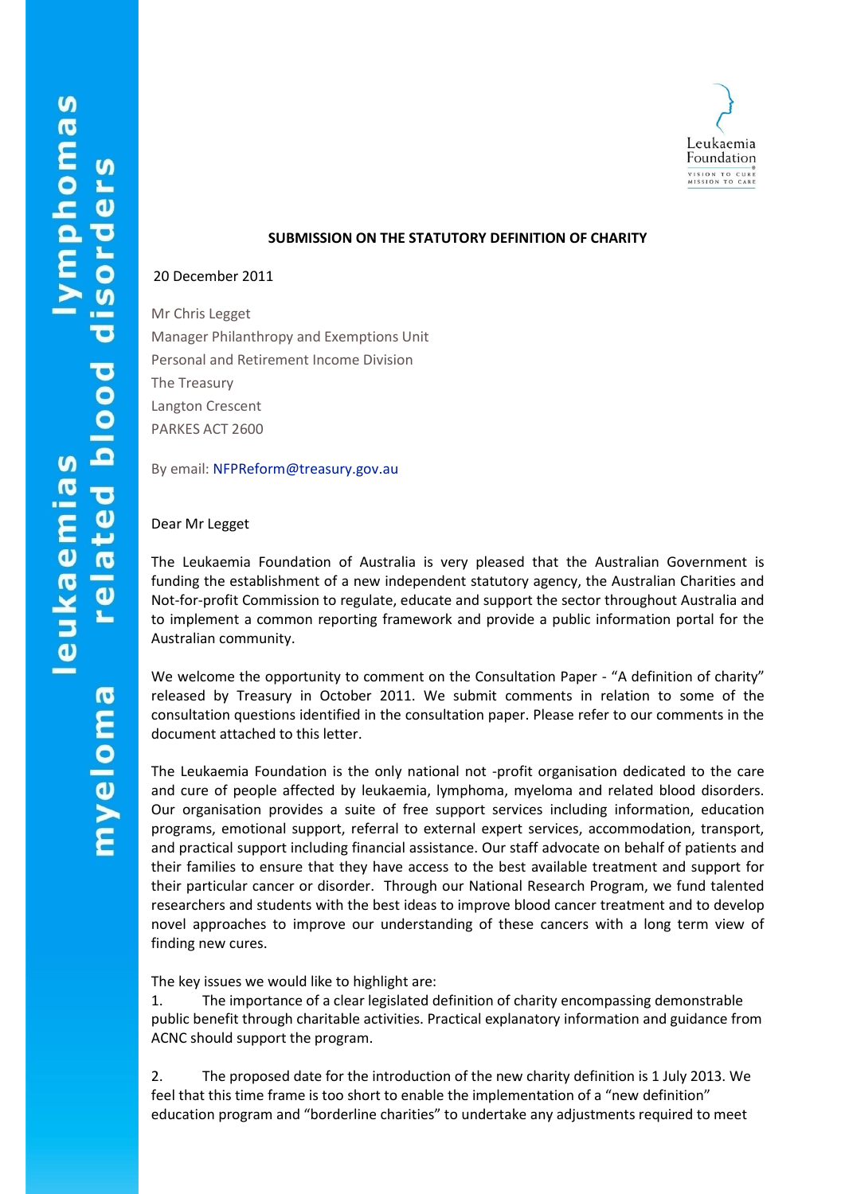**SUBMISSION ON THE STATUTORY DEFINITION OF CHARITY**

20 December 2011

Mr Chris Legget
Manager Philanthropy and Exemptions Unit
Personal and Retirement Income Division
The Treasury
Langton Crescent
PARKES ACT 2600

By email: NFPReform@treasury.gov.au

Dear Mr Legget

The Leukaemia Foundation of Australia is very pleased that the Australian Government is funding the establishment of a new independent statutory agency, the Australian Charities and Not-for-profit Commission to regulate, educate and support the sector throughout Australia and to implement a common reporting framework and provide a public information portal for the Australian community.

We welcome the opportunity to comment on the Consultation Paper - "A definition of charity" released by Treasury in October 2011. We submit comments in relation to some of the consultation questions identified in the consultation paper. Please refer to our comments in the document attached to this letter.

The Leukaemia Foundation is the only national not -profit organisation dedicated to the care and cure of people affected by leukaemia, lymphoma, myeloma and related blood disorders. Our organisation provides a suite of free support services including information, education programs, emotional support, referral to external expert services, accommodation, transport, and practical support including financial assistance. Our staff advocate on behalf of patients and their families to ensure that they have access to the best available treatment and support for their particular cancer or disorder. Through our National Research Program, we fund talented researchers and students with the best ideas to improve blood cancer treatment and to develop novel approaches to improve our understanding of these cancers with a long term view of finding new cures.

The key issues we would like to highlight are:

1. The importance of a clear legislated definition of charity encompassing demonstrable public benefit through charitable activities. Practical explanatory information and guidance from ACNC should support the program.

2. The proposed date for the introduction of the new charity definition is 1 July 2013. We feel that this time frame is too short to enable the implementation of a "new definition" education program and "borderline charities" to undertake any adjustments required to meet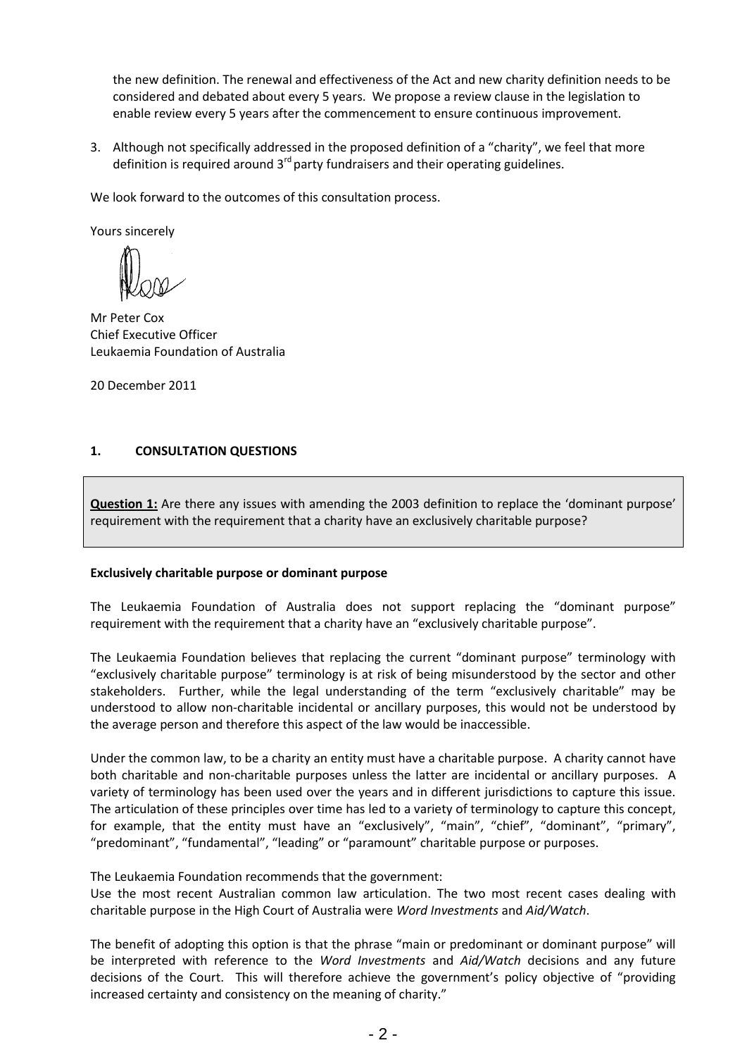the new definition. The renewal and effectiveness of the Act and new charity definition needs to be considered and debated about every 5 years. We propose a review clause in the legislation to enable review every 5 years after the commencement to ensure continuous improvement.

3. Although not specifically addressed in the proposed definition of a "charity", we feel that more definition is required around 3rd party fundraisers and their operating guidelines.

We look forward to the outcomes of this consultation process.

Yours sincerely

Mr Peter Cox
Chief Executive Officer
Leukaemia Foundation of Australia

20 December 2011

## 1. CONSULTATION QUESTIONS

> **Question 1:** Are there any issues with amending the 2003 definition to replace the 'dominant purpose' requirement with the requirement that a charity have an exclusively charitable purpose?

**Exclusively charitable purpose or dominant purpose**

The Leukaemia Foundation of Australia does not support replacing the "dominant purpose" requirement with the requirement that a charity have an "exclusively charitable purpose".

The Leukaemia Foundation believes that replacing the current "dominant purpose" terminology with "exclusively charitable purpose" terminology is at risk of being misunderstood by the sector and other stakeholders. Further, while the legal understanding of the term "exclusively charitable" may be understood to allow non-charitable incidental or ancillary purposes, this would not be understood by the average person and therefore this aspect of the law would be inaccessible.

Under the common law, to be a charity an entity must have a charitable purpose. A charity cannot have both charitable and non-charitable purposes unless the latter are incidental or ancillary purposes. A variety of terminology has been used over the years and in different jurisdictions to capture this issue. The articulation of these principles over time has led to a variety of terminology to capture this concept, for example, that the entity must have an "exclusively", "main", "chief", "dominant", "primary", "predominant", "fundamental", "leading" or "paramount" charitable purpose or purposes.

The Leukaemia Foundation recommends that the government:
Use the most recent Australian common law articulation. The two most recent cases dealing with charitable purpose in the High Court of Australia were *Word Investments* and *Aid/Watch*.

The benefit of adopting this option is that the phrase "main or predominant or dominant purpose" will be interpreted with reference to the *Word Investments* and *Aid/Watch* decisions and any future decisions of the Court. This will therefore achieve the government's policy objective of "providing increased certainty and consistency on the meaning of charity."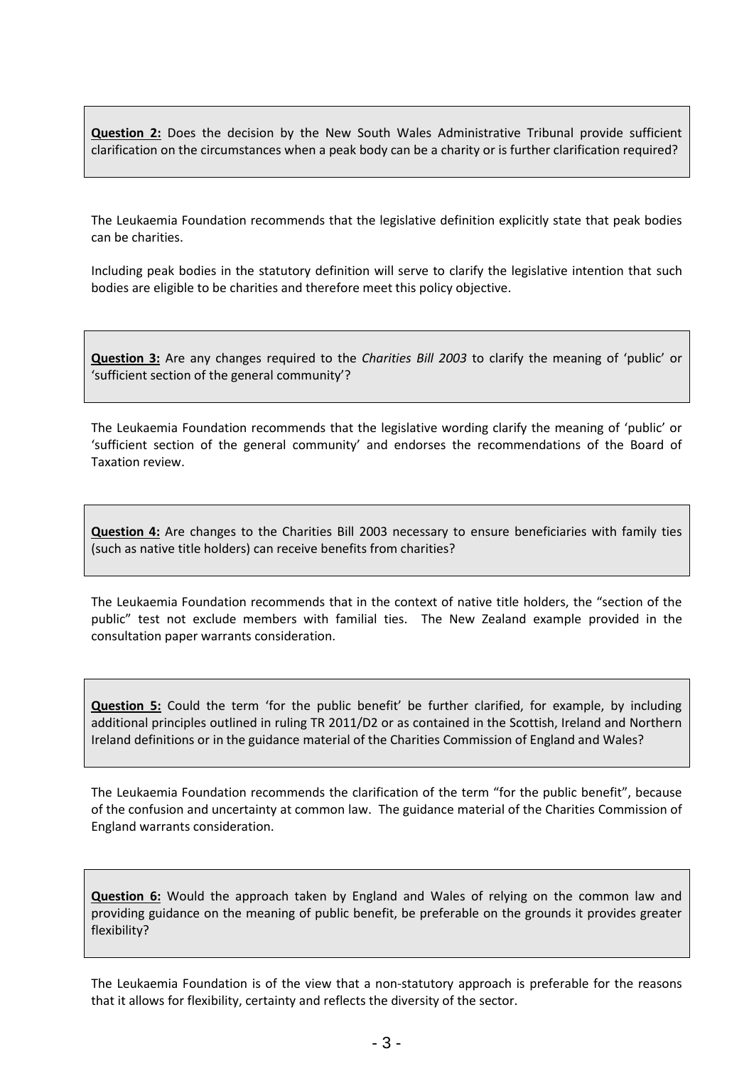**Question 2:** Does the decision by the New South Wales Administrative Tribunal provide sufficient clarification on the circumstances when a peak body can be a charity or is further clarification required?

The Leukaemia Foundation recommends that the legislative definition explicitly state that peak bodies can be charities.

Including peak bodies in the statutory definition will serve to clarify the legislative intention that such bodies are eligible to be charities and therefore meet this policy objective.

**Question 3:** Are any changes required to the *Charities Bill 2003* to clarify the meaning of 'public' or 'sufficient section of the general community'?

The Leukaemia Foundation recommends that the legislative wording clarify the meaning of 'public' or 'sufficient section of the general community' and endorses the recommendations of the Board of Taxation review.

**Question 4:** Are changes to the Charities Bill 2003 necessary to ensure beneficiaries with family ties (such as native title holders) can receive benefits from charities?

The Leukaemia Foundation recommends that in the context of native title holders, the "section of the public" test not exclude members with familial ties. The New Zealand example provided in the consultation paper warrants consideration.

**Question 5:** Could the term 'for the public benefit' be further clarified, for example, by including additional principles outlined in ruling TR 2011/D2 or as contained in the Scottish, Ireland and Northern Ireland definitions or in the guidance material of the Charities Commission of England and Wales?

The Leukaemia Foundation recommends the clarification of the term "for the public benefit", because of the confusion and uncertainty at common law. The guidance material of the Charities Commission of England warrants consideration.

**Question 6:** Would the approach taken by England and Wales of relying on the common law and providing guidance on the meaning of public benefit, be preferable on the grounds it provides greater flexibility?

The Leukaemia Foundation is of the view that a non-statutory approach is preferable for the reasons that it allows for flexibility, certainty and reflects the diversity of the sector.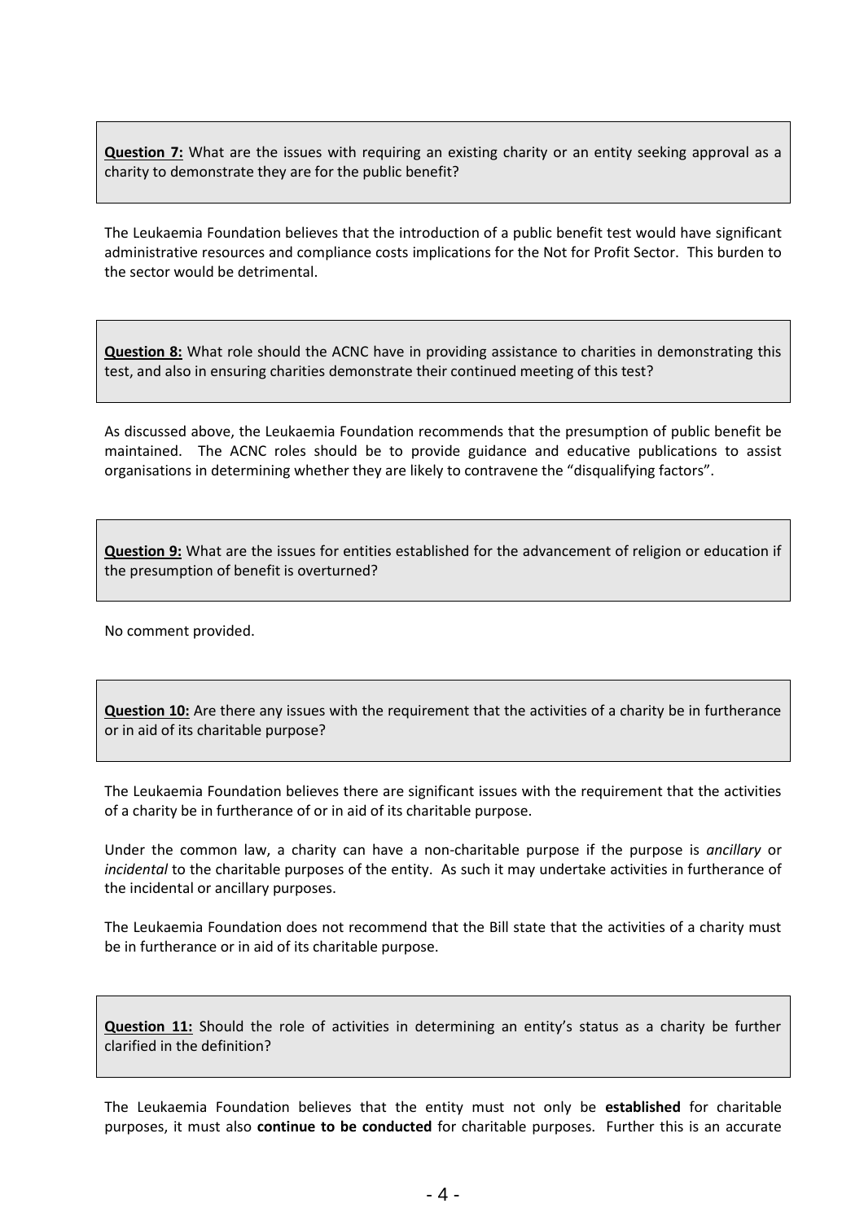**<u>Question 7:</u>** What are the issues with requiring an existing charity or an entity seeking approval as a charity to demonstrate they are for the public benefit?

The Leukaemia Foundation believes that the introduction of a public benefit test would have significant administrative resources and compliance costs implications for the Not for Profit Sector. This burden to the sector would be detrimental.

**<u>Question 8:</u>** What role should the ACNC have in providing assistance to charities in demonstrating this test, and also in ensuring charities demonstrate their continued meeting of this test?

As discussed above, the Leukaemia Foundation recommends that the presumption of public benefit be maintained. The ACNC roles should be to provide guidance and educative publications to assist organisations in determining whether they are likely to contravene the "disqualifying factors".

**<u>Question 9:</u>** What are the issues for entities established for the advancement of religion or education if the presumption of benefit is overturned?

No comment provided.

**<u>Question 10:</u>** Are there any issues with the requirement that the activities of a charity be in furtherance or in aid of its charitable purpose?

The Leukaemia Foundation believes there are significant issues with the requirement that the activities of a charity be in furtherance of or in aid of its charitable purpose.

Under the common law, a charity can have a non-charitable purpose if the purpose is *ancillary* or *incidental* to the charitable purposes of the entity. As such it may undertake activities in furtherance of the incidental or ancillary purposes.

The Leukaemia Foundation does not recommend that the Bill state that the activities of a charity must be in furtherance or in aid of its charitable purpose.

**<u>Question 11:</u>** Should the role of activities in determining an entity's status as a charity be further clarified in the definition?

The Leukaemia Foundation believes that the entity must not only be **established** for charitable purposes, it must also **continue to be conducted** for charitable purposes. Further this is an accurate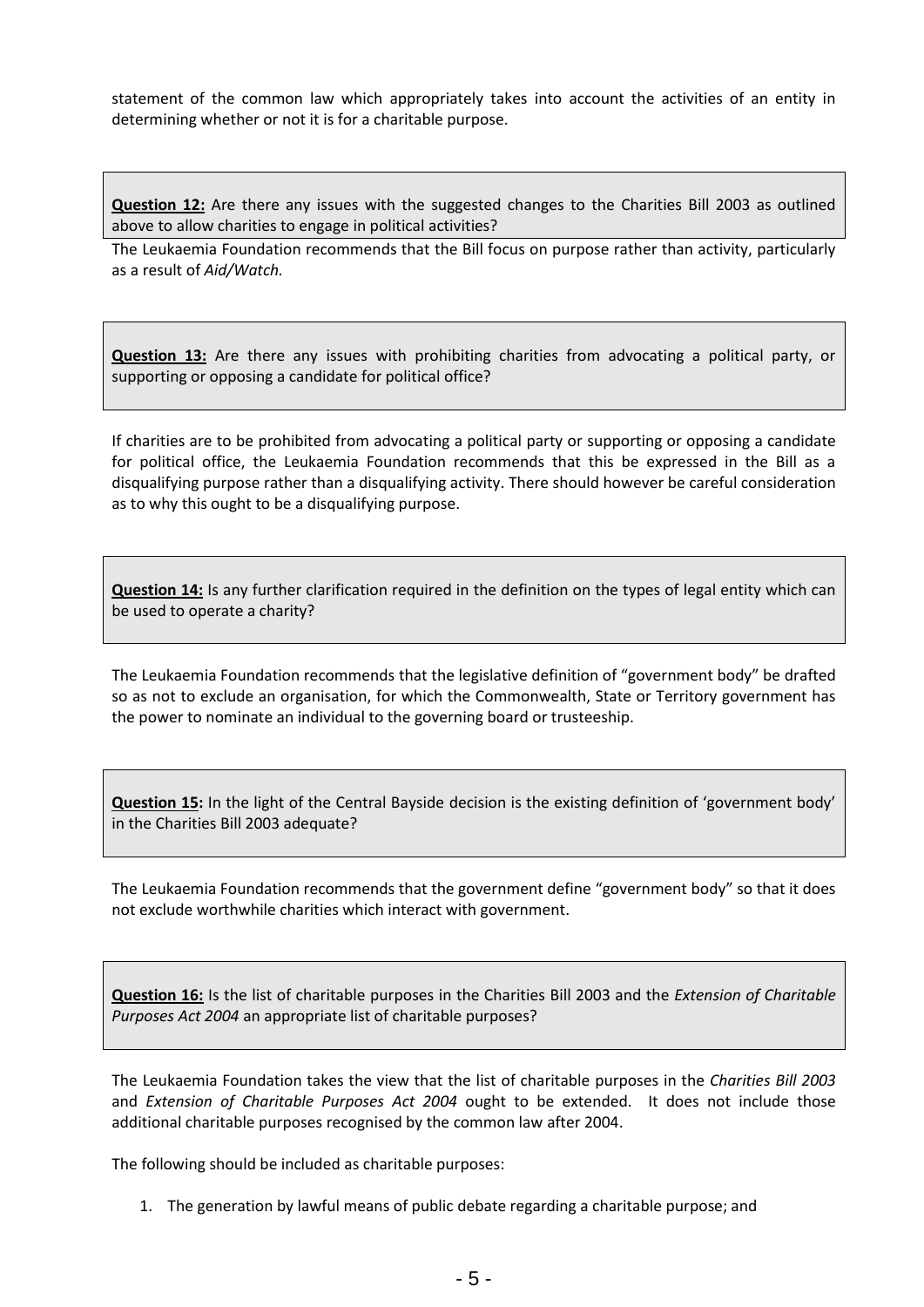statement of the common law which appropriately takes into account the activities of an entity in determining whether or not it is for a charitable purpose.

**Question 12:** Are there any issues with the suggested changes to the Charities Bill 2003 as outlined above to allow charities to engage in political activities?

The Leukaemia Foundation recommends that the Bill focus on purpose rather than activity, particularly as a result of *Aid/Watch.*

**Question 13:** Are there any issues with prohibiting charities from advocating a political party, or supporting or opposing a candidate for political office?

If charities are to be prohibited from advocating a political party or supporting or opposing a candidate for political office, the Leukaemia Foundation recommends that this be expressed in the Bill as a disqualifying purpose rather than a disqualifying activity. There should however be careful consideration as to why this ought to be a disqualifying purpose.

**Question 14:** Is any further clarification required in the definition on the types of legal entity which can be used to operate a charity?

The Leukaemia Foundation recommends that the legislative definition of "government body" be drafted so as not to exclude an organisation, for which the Commonwealth, State or Territory government has the power to nominate an individual to the governing board or trusteeship.

**Question 15:** In the light of the Central Bayside decision is the existing definition of 'government body' in the Charities Bill 2003 adequate?

The Leukaemia Foundation recommends that the government define "government body" so that it does not exclude worthwhile charities which interact with government.

**Question 16:** Is the list of charitable purposes in the Charities Bill 2003 and the *Extension of Charitable Purposes Act 2004* an appropriate list of charitable purposes?

The Leukaemia Foundation takes the view that the list of charitable purposes in the *Charities Bill 2003* and *Extension of Charitable Purposes Act 2004* ought to be extended. It does not include those additional charitable purposes recognised by the common law after 2004.

The following should be included as charitable purposes:

1. The generation by lawful means of public debate regarding a charitable purpose; and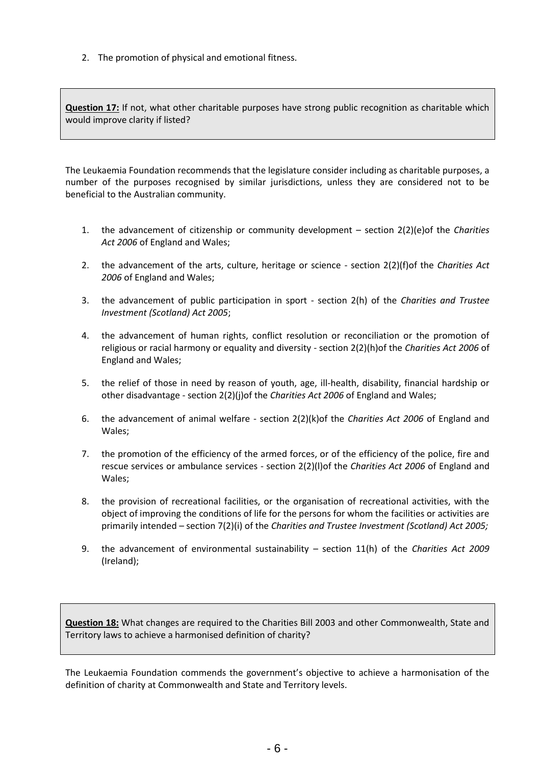2. The promotion of physical and emotional fitness.

**<u>Question 17:</u>** If not, what other charitable purposes have strong public recognition as charitable which would improve clarity if listed?

The Leukaemia Foundation recommends that the legislature consider including as charitable purposes, a number of the purposes recognised by similar jurisdictions, unless they are considered not to be beneficial to the Australian community.

1. the advancement of citizenship or community development – section 2(2)(e)of the *Charities Act 2006* of England and Wales;
2. the advancement of the arts, culture, heritage or science - section 2(2)(f)of the *Charities Act 2006* of England and Wales;
3. the advancement of public participation in sport - section 2(h) of the *Charities and Trustee Investment (Scotland) Act 2005*;
4. the advancement of human rights, conflict resolution or reconciliation or the promotion of religious or racial harmony or equality and diversity - section 2(2)(h)of the *Charities Act 2006* of England and Wales;
5. the relief of those in need by reason of youth, age, ill-health, disability, financial hardship or other disadvantage - section 2(2)(j)of the *Charities Act 2006* of England and Wales;
6. the advancement of animal welfare - section 2(2)(k)of the *Charities Act 2006* of England and Wales;
7. the promotion of the efficiency of the armed forces, or of the efficiency of the police, fire and rescue services or ambulance services - section 2(2)(l)of the *Charities Act 2006* of England and Wales;
8. the provision of recreational facilities, or the organisation of recreational activities, with the object of improving the conditions of life for the persons for whom the facilities or activities are primarily intended – section 7(2)(i) of the *Charities and Trustee Investment (Scotland) Act 2005;*
9. the advancement of environmental sustainability – section 11(h) of the *Charities Act 2009* (Ireland);

**<u>Question 18:</u>** What changes are required to the Charities Bill 2003 and other Commonwealth, State and Territory laws to achieve a harmonised definition of charity?

The Leukaemia Foundation commends the government's objective to achieve a harmonisation of the definition of charity at Commonwealth and State and Territory levels.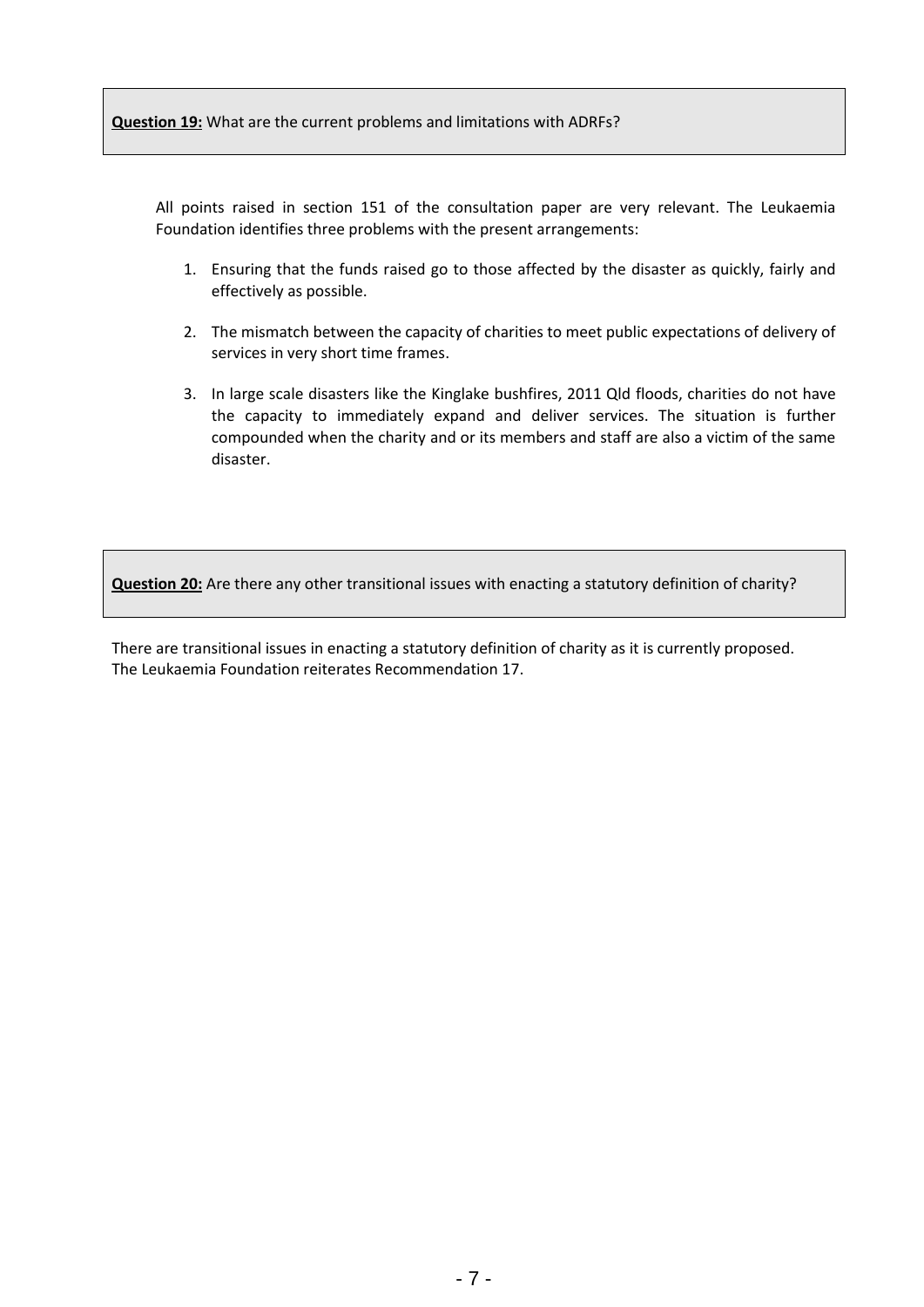**<u>Question 19:</u>** What are the current problems and limitations with ADRFs?

All points raised in section 151 of the consultation paper are very relevant. The Leukaemia Foundation identifies three problems with the present arrangements:

1. Ensuring that the funds raised go to those affected by the disaster as quickly, fairly and effectively as possible.
2. The mismatch between the capacity of charities to meet public expectations of delivery of services in very short time frames.
3. In large scale disasters like the Kinglake bushfires, 2011 Qld floods, charities do not have the capacity to immediately expand and deliver services. The situation is further compounded when the charity and or its members and staff are also a victim of the same disaster.

**<u>Question 20:</u>** Are there any other transitional issues with enacting a statutory definition of charity?

There are transitional issues in enacting a statutory definition of charity as it is currently proposed. The Leukaemia Foundation reiterates Recommendation 17.